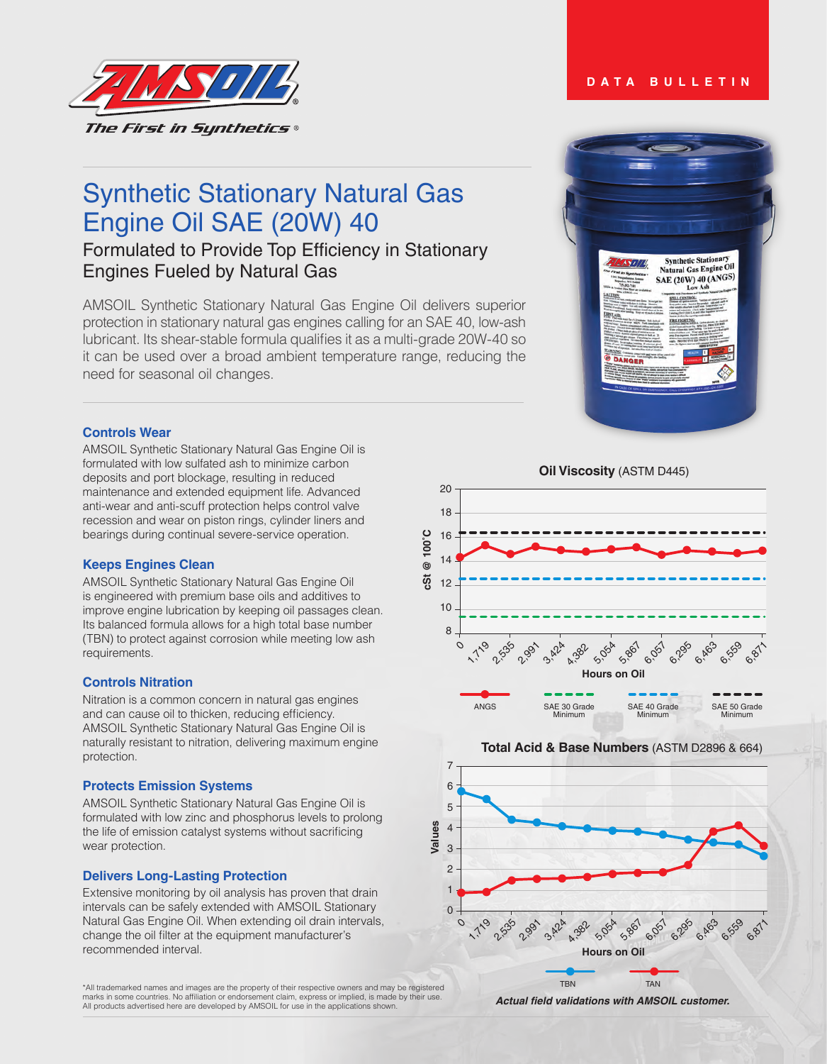DATA BULLETIN

*The First in Synthetics®*

# Synthetic Stationary Natural Gas Engine Oil SAE (20W) 40

## Formulated to Provide Top Efficiency in Stationary Engines Fueled by Natural Gas

AMSOIL Synthetic Stationary Natural Gas Engine Oil delivers superior protection in stationary natural gas engines calling for an SAE 40, low-ash lubricant. Its shear-stable formula qualifies it as a multi-grade 20W-40 so it can be used over a broad ambient temperature range, reducing the need for seasonal oil changes.

### Controls Wear

AMSOIL Synthetic Stationary Natural Gas Engine Oil is formulated with low sulfated ash to minimize carbon deposits and port blockage, resulting in reduced maintenance and extended equipment life. Advanced anti-wear and anti-scuff protection helps control valve recession and wear on piston rings, cylinder liners and bearings during continual severe-service operation.

### Keeps Engines Clean

AMSOIL Synthetic Stationary Natural Gas Engine Oil is engineered with premium base oils and additives to improve engine lubrication by keeping oil passages clean. Its balanced formula allows for a high total base number (TBN) to protect against corrosion while meeting low ash requirements.

### Controls Nitration

Nitration is a common concern in natural gas engines and can cause oil to thicken, reducing efficiency. AMSOIL Synthetic Stationary Natural Gas Engine Oil is naturally resistant to nitration, delivering maximum engine protection.

### Protects Emission Systems

AMSOIL Synthetic Stationary Natural Gas Engine Oil is formulated with low zinc and phosphorus levels to prolong the life of emission catalyst systems without sacrificing wear protection.

### Delivers Long-Lasting Protection

Extensive monitoring by oil analysis has proven that drain intervals can be safely extended with AMSOIL Stationary Natural Gas Engine Oil. When extending oil drain intervals, change the oil filter at the equipment manufacturer's recommended interval.

**Oil Viscosity** (ASTM D445)

cSt @ 100˚C vs. Hours on Oil: 0, 1,719, 2,535, 2,991, 3,424, 4,382, 5,054, 5,867, 6,057, 6,295, 6,463, 6,559, 6,871

Legend: ANGS; SAE 30 Grade Minimum; SAE 40 Grade Minimum; SAE 50 Grade Minimum

**Total Acid & Base Numbers** (ASTM D2896 & 664)

Values vs. Hours on Oil: 0, 1,719, 2,535, 2,991, 3,424, 4,382, 5,054, 5,867, 6,057, 6,295, 6,463, 6,559, 6,871

Legend: TBN; TAN

***Actual field validations with AMSOIL customer.***

*All trademarked names and images are the property of their respective owners and may be registered marks in some countries. No affiliation or endorsement claim, express or implied, is made by their use. All products advertised here are developed by AMSOIL for use in the applications shown.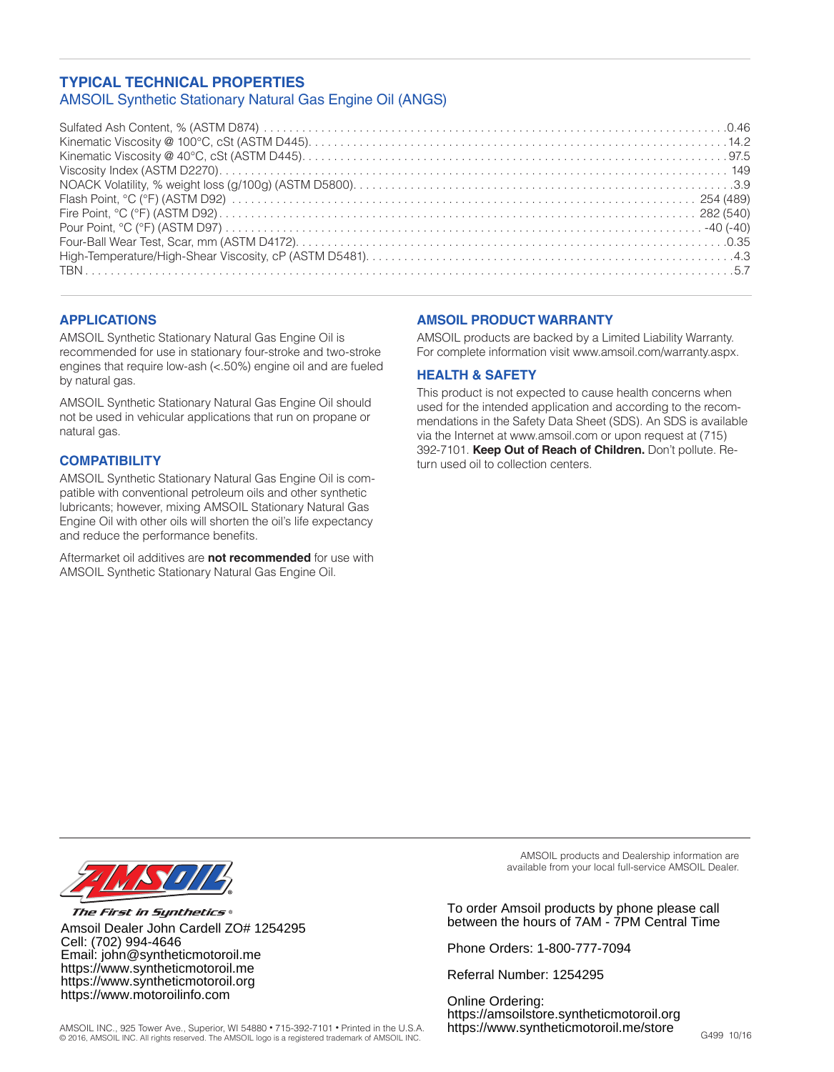## TYPICAL TECHNICAL PROPERTIES

### AMSOIL Synthetic Stationary Natural Gas Engine Oil (ANGS)

| | |
|---|---|
| Sulfated Ash Content, % (ASTM D874) | 0.46 |
| Kinematic Viscosity @ 100°C, cSt (ASTM D445) | 14.2 |
| Kinematic Viscosity @ 40°C, cSt (ASTM D445) | 97.5 |
| Viscosity Index (ASTM D2270) | 149 |
| NOACK Volatility, % weight loss (g/100g) (ASTM D5800) | 3.9 |
| Flash Point, °C (°F) (ASTM D92) | 254 (489) |
| Fire Point, °C (°F) (ASTM D92) | 282 (540) |
| Pour Point, °C (°F) (ASTM D97) | -40 (-40) |
| Four-Ball Wear Test, Scar, mm (ASTM D4172) | 0.35 |
| High-Temperature/High-Shear Viscosity, cP (ASTM D5481) | 4.3 |
| TBN | 5.7 |

## APPLICATIONS

AMSOIL Synthetic Stationary Natural Gas Engine Oil is recommended for use in stationary four-stroke and two-stroke engines that require low-ash (<.50%) engine oil and are fueled by natural gas.

AMSOIL Synthetic Stationary Natural Gas Engine Oil should not be used in vehicular applications that run on propane or natural gas.

## COMPATIBILITY

AMSOIL Synthetic Stationary Natural Gas Engine Oil is compatible with conventional petroleum oils and other synthetic lubricants; however, mixing AMSOIL Stationary Natural Gas Engine Oil with other oils will shorten the oil's life expectancy and reduce the performance benefits.

Aftermarket oil additives are **not recommended** for use with AMSOIL Synthetic Stationary Natural Gas Engine Oil.

## AMSOIL PRODUCT WARRANTY

AMSOIL products are backed by a Limited Liability Warranty. For complete information visit www.amsoil.com/warranty.aspx.

## HEALTH & SAFETY

This product is not expected to cause health concerns when used for the intended application and according to the recommendations in the Safety Data Sheet (SDS). An SDS is available via the Internet at www.amsoil.com or upon request at (715) 392-7101. **Keep Out of Reach of Children.** Don't pollute. Return used oil to collection centers.

---

*The First in Synthetics*®

Amsoil Dealer John Cardell ZO# 1254295
Cell: (702) 994-4646
Email: john@syntheticmotoroil.me
https://www.syntheticmotoroil.me
https://www.syntheticmotoroil.org
https://www.motoroilinfo.com

AMSOIL products and Dealership information are available from your local full-service AMSOIL Dealer.

To order Amsoil products by phone please call between the hours of 7AM - 7PM Central Time

Phone Orders: 1-800-777-7094

Referral Number: 1254295

Online Ordering:
https://amsoilstore.syntheticmotoroil.org
https://www.syntheticmotoroil.me/store

AMSOIL INC., 925 Tower Ave., Superior, WI 54880 • 715-392-7101 • Printed in the U.S.A.
© 2016, AMSOIL INC. All rights reserved. The AMSOIL logo is a registered trademark of AMSOIL INC.

G499 10/16